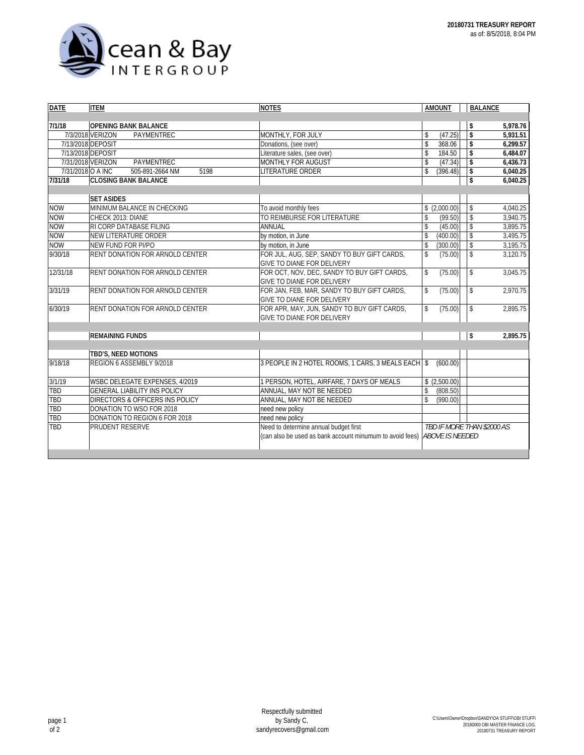Ocean & Bay INTERGROUP

**20180731 TREASURY REPORT**
as of: 8/5/2018, 8:04 PM

| DATE | ITEM | NOTES | AMOUNT | BALANCE |
|---|---|---|---|---|
| **7/1/18** | **OPENING BANK BALANCE** | | | **$ 5,978.76** |
| 7/3/2018 | VERIZON PAYMENTREC | MONTHLY, FOR JULY | $ (47.25) | **$ 5,931.51** |
| 7/13/2018 | DEPOSIT | Donations, (see over) | $ 368.06 | **$ 6,299.57** |
| 7/13/2018 | DEPOSIT | Literature sales, (see over) | $ 184.50 | **$ 6,484.07** |
| 7/31/2018 | VERIZON PAYMENTREC | MONTHLY FOR AUGUST | $ (47.34) | **$ 6,436.73** |
| 7/31/2018 | O A INC 505-891-2664 NM 5198 | LITERATURE ORDER | $ (396.48) | **$ 6,040.25** |
| **7/31/18** | **CLOSING BANK BALANCE** | | | **$ 6,040.25** |
| | | | | |
| | **SET ASIDES** | | | |
| NOW | MINIMUM BALANCE IN CHECKING | To avoid monthly fees | $ (2,000.00) | $ 4,040.25 |
| NOW | CHECK 2013: DIANE | TO REIMBURSE FOR LITERATURE | $ (99.50) | $ 3,940.75 |
| NOW | RI CORP DATABASE FILING | ANNUAL | $ (45.00) | $ 3,895.75 |
| NOW | NEW LITERATURE ORDER | by motion, in June | $ (400.00) | $ 3,495.75 |
| NOW | NEW FUND FOR PI/PO | by motion, in June | $ (300.00) | $ 3,195.75 |
| 9/30/18 | RENT DONATION FOR ARNOLD CENTER | FOR JUL, AUG, SEP, SANDY TO BUY GIFT CARDS, GIVE TO DIANE FOR DELIVERY | $ (75.00) | $ 3,120.75 |
| 12/31/18 | RENT DONATION FOR ARNOLD CENTER | FOR OCT, NOV, DEC, SANDY TO BUY GIFT CARDS, GIVE TO DIANE FOR DELIVERY | $ (75.00) | $ 3,045.75 |
| 3/31/19 | RENT DONATION FOR ARNOLD CENTER | FOR JAN, FEB, MAR, SANDY TO BUY GIFT CARDS, GIVE TO DIANE FOR DELIVERY | $ (75.00) | $ 2,970.75 |
| 6/30/19 | RENT DONATION FOR ARNOLD CENTER | FOR APR, MAY, JUN, SANDY TO BUY GIFT CARDS, GIVE TO DIANE FOR DELIVERY | $ (75.00) | $ 2,895.75 |
| | | | | |
| | **REMAINING FUNDS** | | | **$ 2,895.75** |
| | | | | |
| | **TBD'S, NEED MOTIONS** | | | |
| 9/18/18 | REGION 6 ASSEMBLY 9/2018 | 3 PEOPLE IN 2 HOTEL ROOMS, 1 CARS, 3 MEALS EACH | $ (600.00) | |
| 3/1/19 | WSBC DELEGATE EXPENSES, 4/2019 | 1 PERSON, HOTEL, AIRFARE, 7 DAYS OF MEALS | $ (2,500.00) | |
| TBD | GENERAL LIABILITY INS POLICY | ANNUAL, MAY NOT BE NEEDED | $ (808.50) | |
| TBD | DIRECTORS & OFFICERS INS POLICY | ANNUAL, MAY NOT BE NEEDED | $ (990.00) | |
| TBD | DONATION TO WSO FOR 2018 | need new policy | | |
| TBD | DONATION TO REGION 6 FOR 2018 | need new policy | | |
| TBD | PRUDENT RESERVE | Need to determine annual budget first (can also be used as bank account minumum to avoid fees) | *TBD IF MORE THAN $2000 AS ABOVE IS NEEDED* | |

Respectfully submitted
by Sandy C,
sandyrecovers@gmail.com

C:\Users\Owner\Dropbox\SANDY\OA STUFF\OBI STUFF\20180000 OBI MASTER FINANCE LOG, 20180731 TREASURY REPORT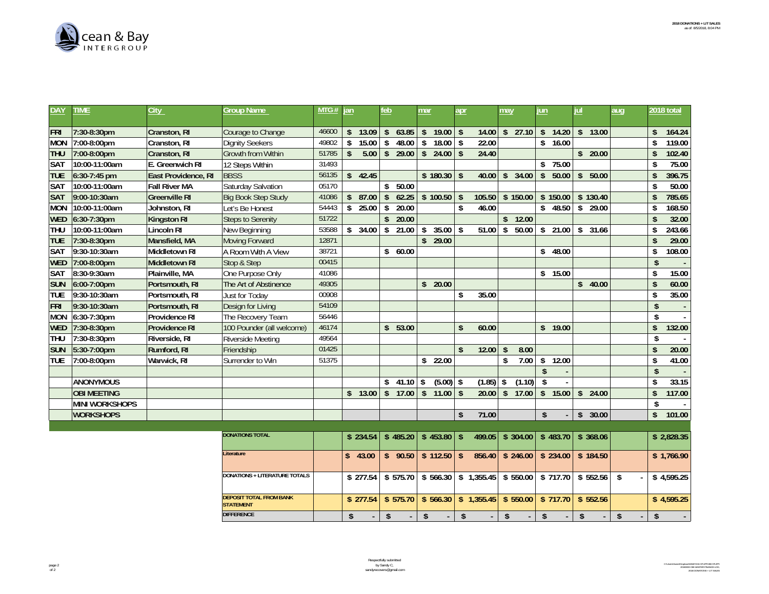Ocean & Bay INTERGROUP

2018 DONATIONS + LIT SALES
as of: 8/5/2018, 8:04 PM

| DAY | TIME | City | Group Name | MTG # | jan | feb | mar | apr | may | jun | jul | aug | 2018 total |
|---|---|---|---|---|---|---|---|---|---|---|---|---|---|
| FRI | 7:30-8:30pm | Cranston, RI | Courage to Change | 46600 | $ 13.09 | $ 63.85 | $ 19.00 | $ 14.00 | $ 27.10 | $ 14.20 | $ 13.00 | | $ 164.24 |
| MON | 7:00-8:00pm | Cranston, RI | Dignity Seekers | 49802 | $ 15.00 | $ 48.00 | $ 18.00 | $ 22.00 | | $ 16.00 | | | $ 119.00 |
| THU | 7:00-8:00pm | Cranston, RI | Growth from Within | 51785 | $ 5.00 | $ 29.00 | $ 24.00 | $ 24.40 | | | $ 20.00 | | $ 102.40 |
| SAT | 10:00-11:00am | E. Greenwich RI | 12 Steps Within | 31493 | | | | | | $ 75.00 | | | $ 75.00 |
| TUE | 6:30-7:45 pm | East Providence, RI | BBSS | 56135 | $ 42.45 | | $ 180.30 | $ 40.00 | $ 34.00 | $ 50.00 | $ 50.00 | | $ 396.75 |
| SAT | 10:00-11:00am | Fall River MA | Saturday Salvation | 05170 | | $ 50.00 | | | | | | | $ 50.00 |
| SAT | 9:00-10:30am | Greenville RI | Big Book Step Study | 41086 | $ 87.00 | $ 62.25 | $ 100.50 | $ 105.50 | $ 150.00 | $ 150.00 | $ 130.40 | | $ 785.65 |
| MON | 10:00-11:00am | Johnston, RI | Let's Be Honest | 54443 | $ 25.00 | $ 20.00 | | $ 46.00 | | $ 48.50 | $ 29.00 | | $ 168.50 |
| WED | 6:30-7:30pm | Kingston RI | Steps to Serenity | 51722 | | $ 20.00 | | | $ 12.00 | | | | $ 32.00 |
| THU | 10:00-11:00am | Lincoln RI | New Beginning | 53588 | $ 34.00 | $ 21.00 | $ 35.00 | $ 51.00 | $ 50.00 | $ 21.00 | $ 31.66 | | $ 243.66 |
| TUE | 7:30-8:30pm | Mansfield, MA | Moving Forward | 12871 | | | $ 29.00 | | | | | | $ 29.00 |
| SAT | 9:30-10:30am | Middletown RI | A Room With A View | 38721 | | $ 60.00 | | | | $ 48.00 | | | $ 108.00 |
| WED | 7:00-8:00pm | Middletown RI | Stop & Step | 00415 | | | | | | | | | $ - |
| SAT | 8:30-9:30am | Plainville, MA | One Purpose Only | 41086 | | | | | | $ 15.00 | | | $ 15.00 |
| SUN | 6:00-7:00pm | Portsmouth, RI | The Art of Abstinence | 49305 | | | $ 20.00 | | | | $ 40.00 | | $ 60.00 |
| TUE | 9:30-10:30am | Portsmouth, RI | Just for Today | 00908 | | | | $ 35.00 | | | | | $ 35.00 |
| FRI | 9:30-10:30am | Portsmouth, RI | Design for Living | 54109 | | | | | | | | | $ - |
| MON | 6:30-7:30pm | Providence RI | The Recovery Team | 56446 | | | | | | | | | $ - |
| WED | 7:30-8:30pm | Providence RI | 100 Pounder (all welcome) | 46174 | | $ 53.00 | | $ 60.00 | | $ 19.00 | | | $ 132.00 |
| THU | 7:30-8:30pm | Riverside, RI | Riverside Meeting | 49564 | | | | | | | | | $ - |
| SUN | 5:30-7:00pm | Rumford, RI | Friendship | 01425 | | | | $ 12.00 | $ 8.00 | | | | $ 20.00 |
| TUE | 7:00-8:00pm | Warwick, RI | Surrender to Win | 51375 | | | $ 22.00 | | $ 7.00 | $ 12.00 | | | $ 41.00 |
| | | | | | | | | | | $ - | | | $ - |
| | ANONYMOUS | | | | | $ 41.10 | $ (5.00) | $ (1.85) | $ (1.10) | $ - | | | $ 33.15 |
| | OBI MEETING | | | | $ 13.00 | $ 17.00 | $ 11.00 | $ 20.00 | $ 17.00 | $ 15.00 | $ 24.00 | | $ 117.00 |
| | MINI WORKSHOPS | | | | | | | | | | | | $ - |
| | WORKSHOPS | | | | | | | $ 71.00 | | $ - | $ 30.00 | | $ 101.00 |
| | | | DONATIONS TOTAL | | $ 234.54 | $ 485.20 | $ 453.80 | $ 499.05 | $ 304.00 | $ 483.70 | $ 368.06 | | $ 2,828.35 |
| | | | Literature | | $ 43.00 | $ 90.50 | $ 112.50 | $ 856.40 | $ 246.00 | $ 234.00 | $ 184.50 | | $ 1,766.90 |
| | | | DONATIONS + LITERATURE TOTALS | | $ 277.54 | $ 575.70 | $ 566.30 | $ 1,355.45 | $ 550.00 | $ 717.70 | $ 552.56 | $ - | $ 4,595.25 |
| | | | DEPOSIT TOTAL FROM BANK STATEMENT | | $ 277.54 | $ 575.70 | $ 566.30 | $ 1,355.45 | $ 550.00 | $ 717.70 | $ 552.56 | | $ 4,595.25 |
| | | | DIFFERENCE | | $ - | $ - | $ - | $ - | $ - | $ - | $ - | $ - | $ - |

Respectfully submitted
by Sandy C.
sandyrecovers@gmail.com